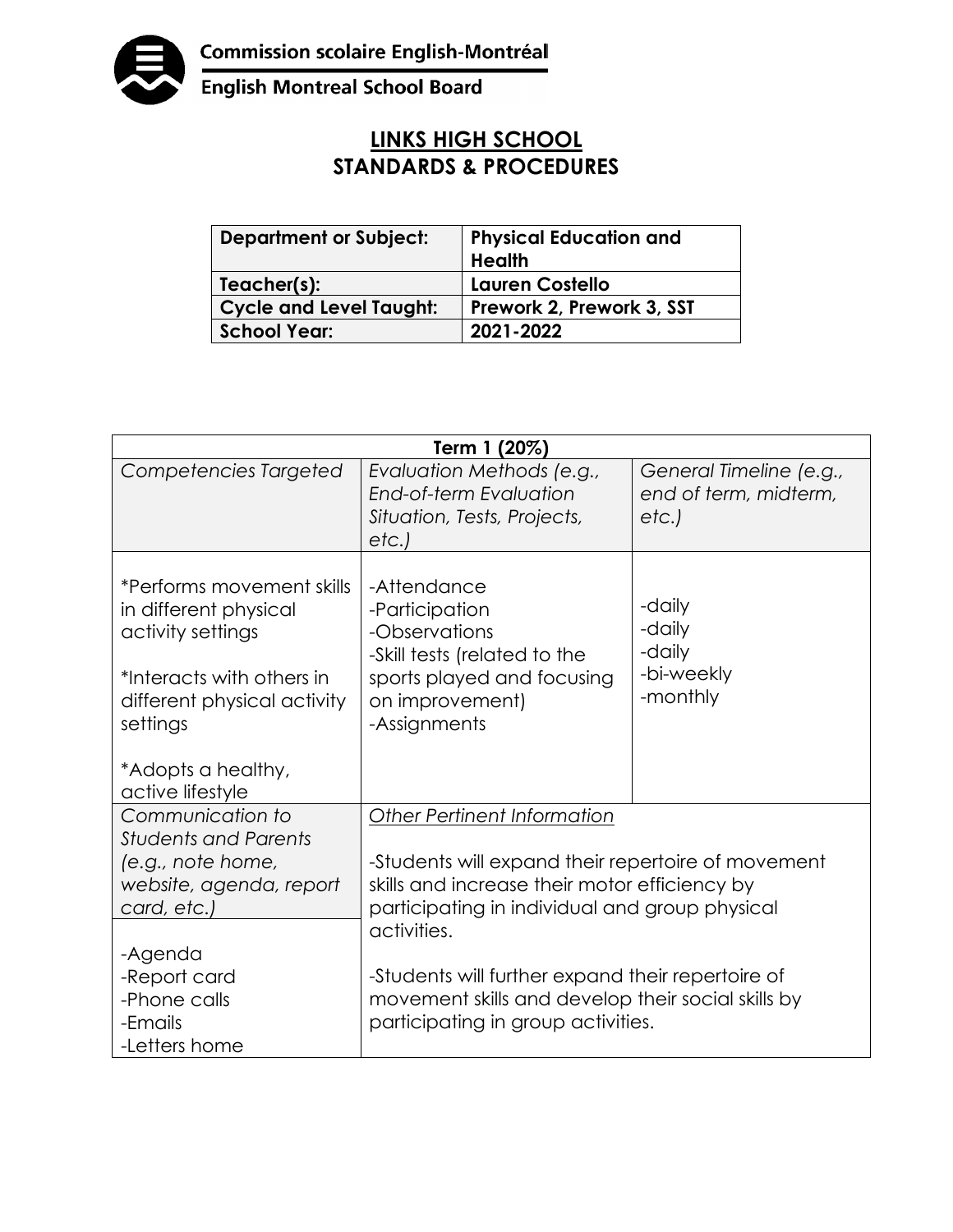Commission scolaire English-Montréal

English Montreal School Board

# LINKS HIGH SCHOOL
# STANDARDS & PROCEDURES

| Department or Subject: | Physical Education and Health |
|---|---|
| Teacher(s): | Lauren Costello |
| Cycle and Level Taught: | Prework 2, Prework 3, SST |
| School Year: | 2021-2022 |

| Term 1 (20%) | | |
|---|---|---|
| *Competencies Targeted* | *Evaluation Methods (e.g., End-of-term Evaluation Situation, Tests, Projects, etc.)* | *General Timeline (e.g., end of term, midterm, etc.)* |
| *Performs movement skills in different physical activity settings<br><br>*Interacts with others in different physical activity settings<br><br>*Adopts a healthy, active lifestyle | -Attendance<br>-Participation<br>-Observations<br>-Skill tests (related to the sports played and focusing on improvement)<br>-Assignments | -daily<br>-daily<br>-daily<br>-bi-weekly<br>-monthly |
| *Communication to Students and Parents (e.g., note home, website, agenda, report card, etc.)* | <u>*Other Pertinent Information*</u> | |
| -Agenda<br>-Report card<br>-Phone calls<br>-Emails<br>-Letters home | -Students will expand their repertoire of movement skills and increase their motor efficiency by participating in individual and group physical activities.<br><br>-Students will further expand their repertoire of movement skills and develop their social skills by participating in group activities. | |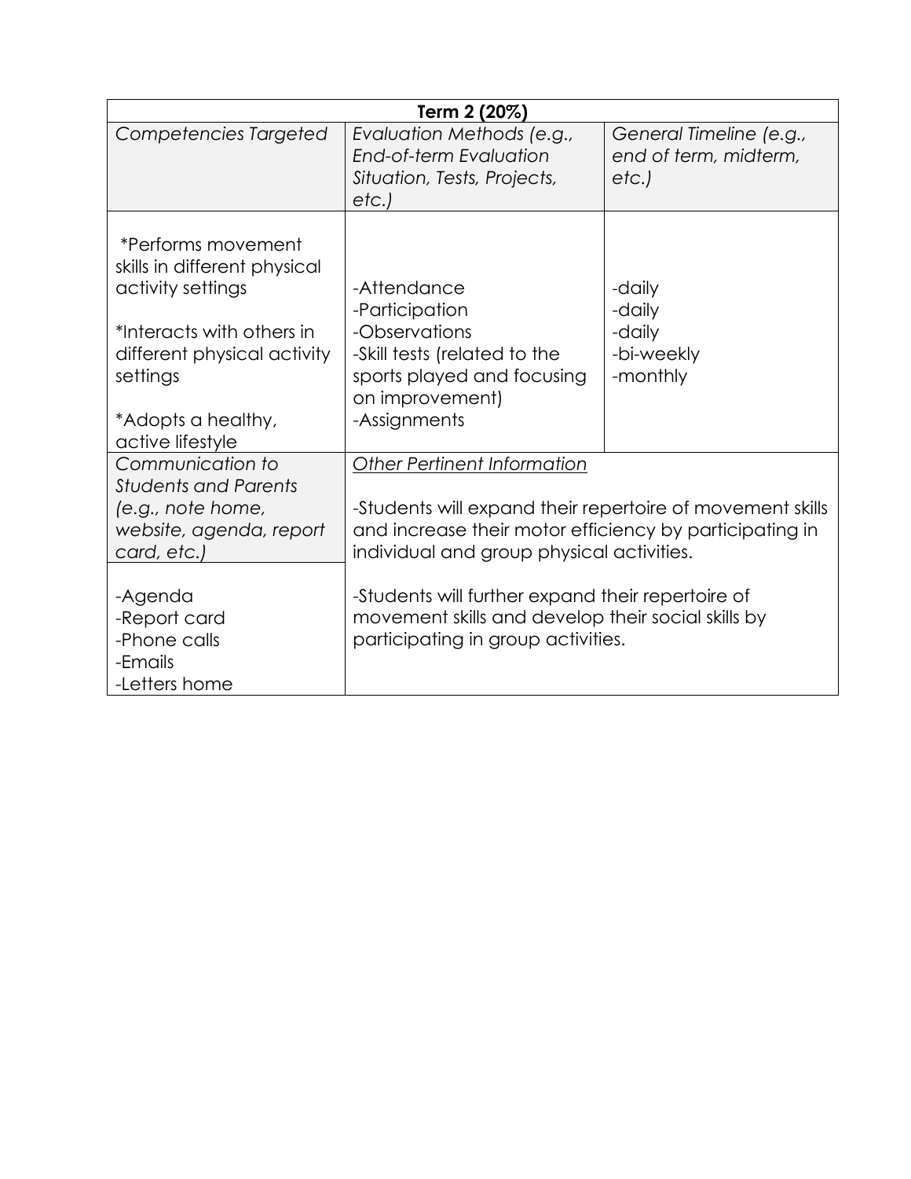| Term 2 (20%) | | |
|---|---|---|
| *Competencies Targeted* | *Evaluation Methods (e.g., End-of-term Evaluation Situation, Tests, Projects, etc.)* | *General Timeline (e.g., end of term, midterm, etc.)* |
| *Performs movement skills in different physical activity settings<br><br>*Interacts with others in different physical activity settings<br><br>*Adopts a healthy, active lifestyle | -Attendance<br>-Participation<br>-Observations<br>-Skill tests (related to the sports played and focusing on improvement)<br>-Assignments | -daily<br>-daily<br>-daily<br>-bi-weekly<br>-monthly |
| *Communication to Students and Parents (e.g., note home, website, agenda, report card, etc.)*<br><br>-Agenda<br>-Report card<br>-Phone calls<br>-Emails<br>-Letters home | <u>*Other Pertinent Information*</u><br><br>-Students will expand their repertoire of movement skills and increase their motor efficiency by participating in individual and group physical activities.<br><br>-Students will further expand their repertoire of movement skills and develop their social skills by participating in group activities. | |